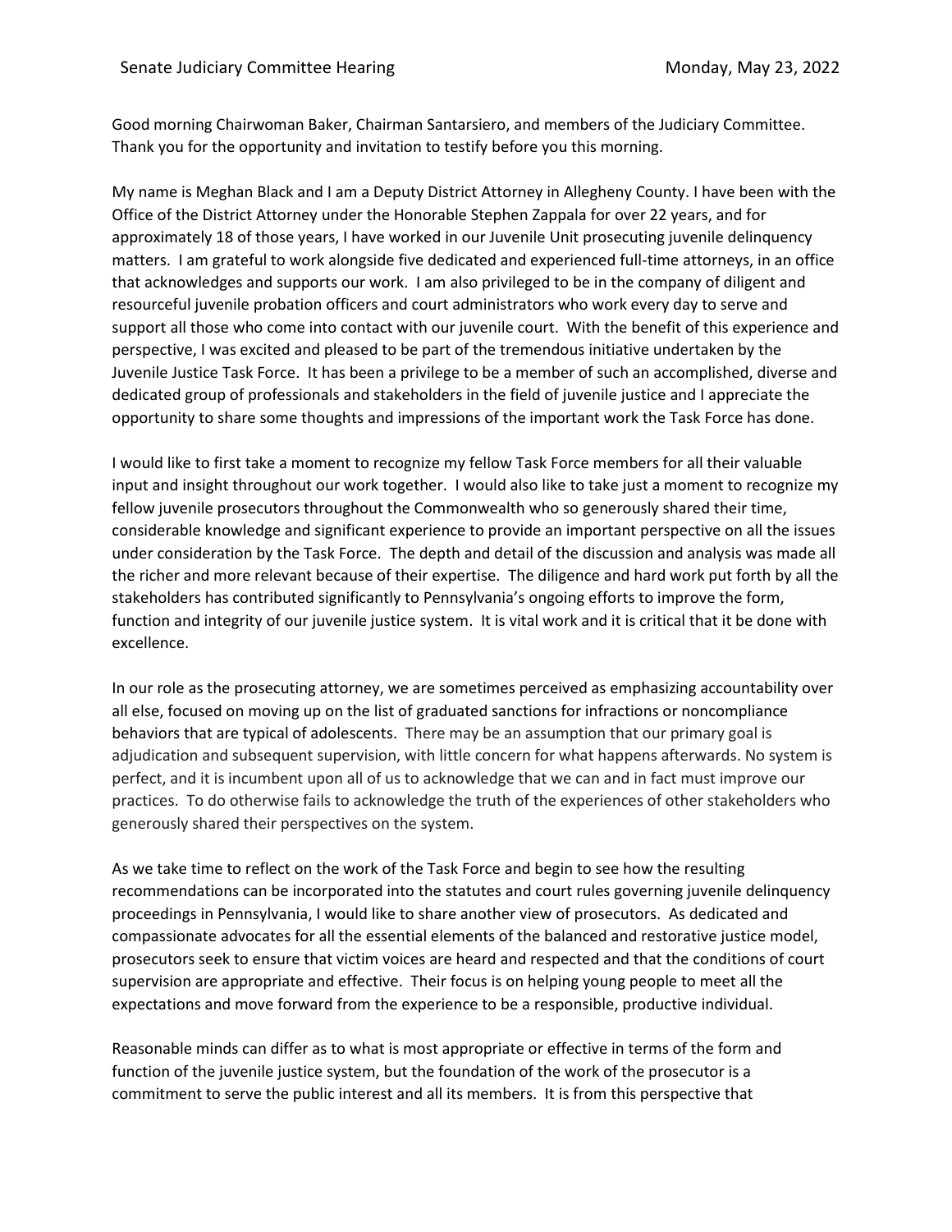Good morning Chairwoman Baker, Chairman Santarsiero, and members of the Judiciary Committee. Thank you for the opportunity and invitation to testify before you this morning.

My name is Meghan Black and I am a Deputy District Attorney in Allegheny County. I have been with the Office of the District Attorney under the Honorable Stephen Zappala for over 22 years, and for approximately 18 of those years, I have worked in our Juvenile Unit prosecuting juvenile delinquency matters. I am grateful to work alongside five dedicated and experienced full-time attorneys, in an office that acknowledges and supports our work. I am also privileged to be in the company of diligent and resourceful juvenile probation officers and court administrators who work every day to serve and support all those who come into contact with our juvenile court. With the benefit of this experience and perspective, I was excited and pleased to be part of the tremendous initiative undertaken by the Juvenile Justice Task Force. It has been a privilege to be a member of such an accomplished, diverse and dedicated group of professionals and stakeholders in the field of juvenile justice and I appreciate the opportunity to share some thoughts and impressions of the important work the Task Force has done.

I would like to first take a moment to recognize my fellow Task Force members for all their valuable input and insight throughout our work together. I would also like to take just a moment to recognize my fellow juvenile prosecutors throughout the Commonwealth who so generously shared their time, considerable knowledge and significant experience to provide an important perspective on all the issues under consideration by the Task Force. The depth and detail of the discussion and analysis was made all the richer and more relevant because of their expertise. The diligence and hard work put forth by all the stakeholders has contributed significantly to Pennsylvania's ongoing efforts to improve the form, function and integrity of our juvenile justice system. It is vital work and it is critical that it be done with excellence.

In our role as the prosecuting attorney, we are sometimes perceived as emphasizing accountability over all else, focused on moving up on the list of graduated sanctions for infractions or noncompliance behaviors that are typical of adolescents. There may be an assumption that our primary goal is adjudication and subsequent supervision, with little concern for what happens afterwards. No system is perfect, and it is incumbent upon all of us to acknowledge that we can and in fact must improve our practices. To do otherwise fails to acknowledge the truth of the experiences of other stakeholders who generously shared their perspectives on the system.

As we take time to reflect on the work of the Task Force and begin to see how the resulting recommendations can be incorporated into the statutes and court rules governing juvenile delinquency proceedings in Pennsylvania, I would like to share another view of prosecutors. As dedicated and compassionate advocates for all the essential elements of the balanced and restorative justice model, prosecutors seek to ensure that victim voices are heard and respected and that the conditions of court supervision are appropriate and effective. Their focus is on helping young people to meet all the expectations and move forward from the experience to be a responsible, productive individual.

Reasonable minds can differ as to what is most appropriate or effective in terms of the form and function of the juvenile justice system, but the foundation of the work of the prosecutor is a commitment to serve the public interest and all its members. It is from this perspective that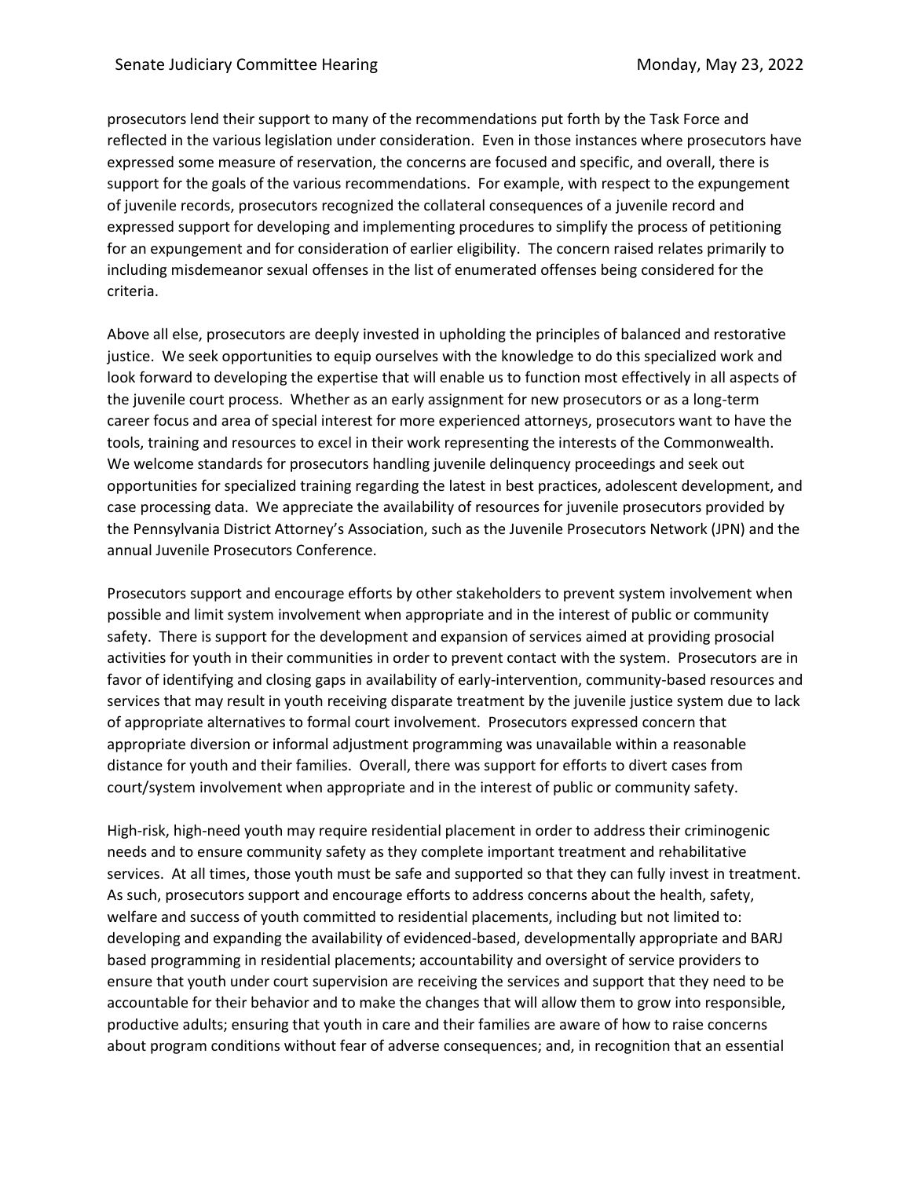prosecutors lend their support to many of the recommendations put forth by the Task Force and reflected in the various legislation under consideration. Even in those instances where prosecutors have expressed some measure of reservation, the concerns are focused and specific, and overall, there is support for the goals of the various recommendations. For example, with respect to the expungement of juvenile records, prosecutors recognized the collateral consequences of a juvenile record and expressed support for developing and implementing procedures to simplify the process of petitioning for an expungement and for consideration of earlier eligibility. The concern raised relates primarily to including misdemeanor sexual offenses in the list of enumerated offenses being considered for the criteria.

Above all else, prosecutors are deeply invested in upholding the principles of balanced and restorative justice. We seek opportunities to equip ourselves with the knowledge to do this specialized work and look forward to developing the expertise that will enable us to function most effectively in all aspects of the juvenile court process. Whether as an early assignment for new prosecutors or as a long-term career focus and area of special interest for more experienced attorneys, prosecutors want to have the tools, training and resources to excel in their work representing the interests of the Commonwealth. We welcome standards for prosecutors handling juvenile delinquency proceedings and seek out opportunities for specialized training regarding the latest in best practices, adolescent development, and case processing data. We appreciate the availability of resources for juvenile prosecutors provided by the Pennsylvania District Attorney's Association, such as the Juvenile Prosecutors Network (JPN) and the annual Juvenile Prosecutors Conference.

Prosecutors support and encourage efforts by other stakeholders to prevent system involvement when possible and limit system involvement when appropriate and in the interest of public or community safety. There is support for the development and expansion of services aimed at providing prosocial activities for youth in their communities in order to prevent contact with the system. Prosecutors are in favor of identifying and closing gaps in availability of early-intervention, community-based resources and services that may result in youth receiving disparate treatment by the juvenile justice system due to lack of appropriate alternatives to formal court involvement. Prosecutors expressed concern that appropriate diversion or informal adjustment programming was unavailable within a reasonable distance for youth and their families. Overall, there was support for efforts to divert cases from court/system involvement when appropriate and in the interest of public or community safety.

High-risk, high-need youth may require residential placement in order to address their criminogenic needs and to ensure community safety as they complete important treatment and rehabilitative services. At all times, those youth must be safe and supported so that they can fully invest in treatment. As such, prosecutors support and encourage efforts to address concerns about the health, safety, welfare and success of youth committed to residential placements, including but not limited to: developing and expanding the availability of evidenced-based, developmentally appropriate and BARJ based programming in residential placements; accountability and oversight of service providers to ensure that youth under court supervision are receiving the services and support that they need to be accountable for their behavior and to make the changes that will allow them to grow into responsible, productive adults; ensuring that youth in care and their families are aware of how to raise concerns about program conditions without fear of adverse consequences; and, in recognition that an essential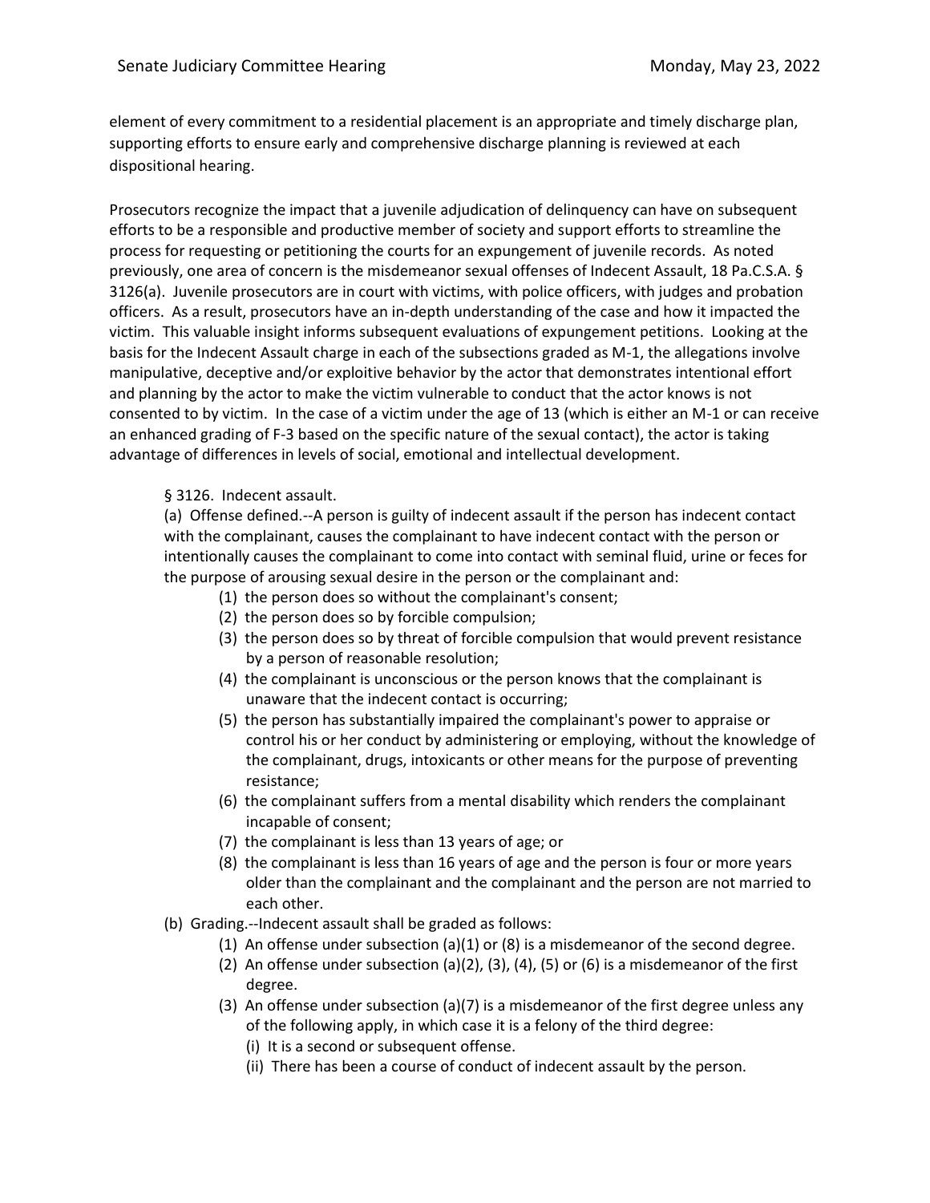element of every commitment to a residential placement is an appropriate and timely discharge plan, supporting efforts to ensure early and comprehensive discharge planning is reviewed at each dispositional hearing.

Prosecutors recognize the impact that a juvenile adjudication of delinquency can have on subsequent efforts to be a responsible and productive member of society and support efforts to streamline the process for requesting or petitioning the courts for an expungement of juvenile records. As noted previously, one area of concern is the misdemeanor sexual offenses of Indecent Assault, 18 Pa.C.S.A. § 3126(a). Juvenile prosecutors are in court with victims, with police officers, with judges and probation officers. As a result, prosecutors have an in-depth understanding of the case and how it impacted the victim. This valuable insight informs subsequent evaluations of expungement petitions. Looking at the basis for the Indecent Assault charge in each of the subsections graded as M-1, the allegations involve manipulative, deceptive and/or exploitive behavior by the actor that demonstrates intentional effort and planning by the actor to make the victim vulnerable to conduct that the actor knows is not consented to by victim. In the case of a victim under the age of 13 (which is either an M-1 or can receive an enhanced grading of F-3 based on the specific nature of the sexual contact), the actor is taking advantage of differences in levels of social, emotional and intellectual development.

> § 3126. Indecent assault.
>
> (a) Offense defined.--A person is guilty of indecent assault if the person has indecent contact with the complainant, causes the complainant to have indecent contact with the person or intentionally causes the complainant to come into contact with seminal fluid, urine or feces for the purpose of arousing sexual desire in the person or the complainant and:
>
> (1) the person does so without the complainant's consent;
> (2) the person does so by forcible compulsion;
> (3) the person does so by threat of forcible compulsion that would prevent resistance by a person of reasonable resolution;
> (4) the complainant is unconscious or the person knows that the complainant is unaware that the indecent contact is occurring;
> (5) the person has substantially impaired the complainant's power to appraise or control his or her conduct by administering or employing, without the knowledge of the complainant, drugs, intoxicants or other means for the purpose of preventing resistance;
> (6) the complainant suffers from a mental disability which renders the complainant incapable of consent;
> (7) the complainant is less than 13 years of age; or
> (8) the complainant is less than 16 years of age and the person is four or more years older than the complainant and the complainant and the person are not married to each other.
>
> (b) Grading.--Indecent assault shall be graded as follows:
>
> (1) An offense under subsection (a)(1) or (8) is a misdemeanor of the second degree.
> (2) An offense under subsection (a)(2), (3), (4), (5) or (6) is a misdemeanor of the first degree.
> (3) An offense under subsection (a)(7) is a misdemeanor of the first degree unless any of the following apply, in which case it is a felony of the third degree:
>
> (i) It is a second or subsequent offense.
> (ii) There has been a course of conduct of indecent assault by the person.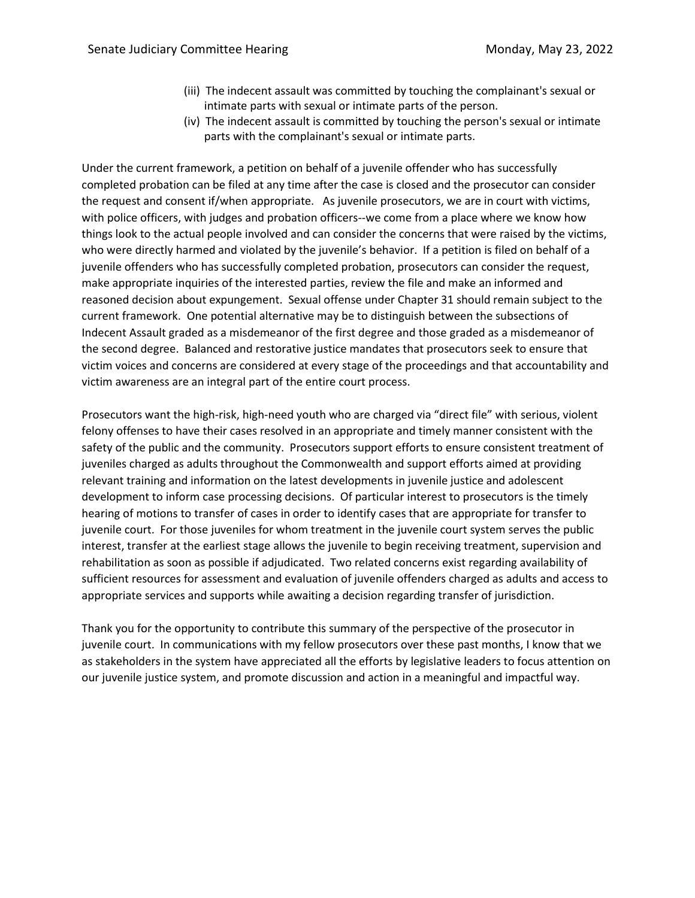(iii) The indecent assault was committed by touching the complainant's sexual or intimate parts with sexual or intimate parts of the person.

(iv) The indecent assault is committed by touching the person's sexual or intimate parts with the complainant's sexual or intimate parts.

Under the current framework, a petition on behalf of a juvenile offender who has successfully completed probation can be filed at any time after the case is closed and the prosecutor can consider the request and consent if/when appropriate. As juvenile prosecutors, we are in court with victims, with police officers, with judges and probation officers--we come from a place where we know how things look to the actual people involved and can consider the concerns that were raised by the victims, who were directly harmed and violated by the juvenile's behavior. If a petition is filed on behalf of a juvenile offenders who has successfully completed probation, prosecutors can consider the request, make appropriate inquiries of the interested parties, review the file and make an informed and reasoned decision about expungement. Sexual offense under Chapter 31 should remain subject to the current framework. One potential alternative may be to distinguish between the subsections of Indecent Assault graded as a misdemeanor of the first degree and those graded as a misdemeanor of the second degree. Balanced and restorative justice mandates that prosecutors seek to ensure that victim voices and concerns are considered at every stage of the proceedings and that accountability and victim awareness are an integral part of the entire court process.

Prosecutors want the high-risk, high-need youth who are charged via "direct file" with serious, violent felony offenses to have their cases resolved in an appropriate and timely manner consistent with the safety of the public and the community. Prosecutors support efforts to ensure consistent treatment of juveniles charged as adults throughout the Commonwealth and support efforts aimed at providing relevant training and information on the latest developments in juvenile justice and adolescent development to inform case processing decisions. Of particular interest to prosecutors is the timely hearing of motions to transfer of cases in order to identify cases that are appropriate for transfer to juvenile court. For those juveniles for whom treatment in the juvenile court system serves the public interest, transfer at the earliest stage allows the juvenile to begin receiving treatment, supervision and rehabilitation as soon as possible if adjudicated. Two related concerns exist regarding availability of sufficient resources for assessment and evaluation of juvenile offenders charged as adults and access to appropriate services and supports while awaiting a decision regarding transfer of jurisdiction.

Thank you for the opportunity to contribute this summary of the perspective of the prosecutor in juvenile court. In communications with my fellow prosecutors over these past months, I know that we as stakeholders in the system have appreciated all the efforts by legislative leaders to focus attention on our juvenile justice system, and promote discussion and action in a meaningful and impactful way.